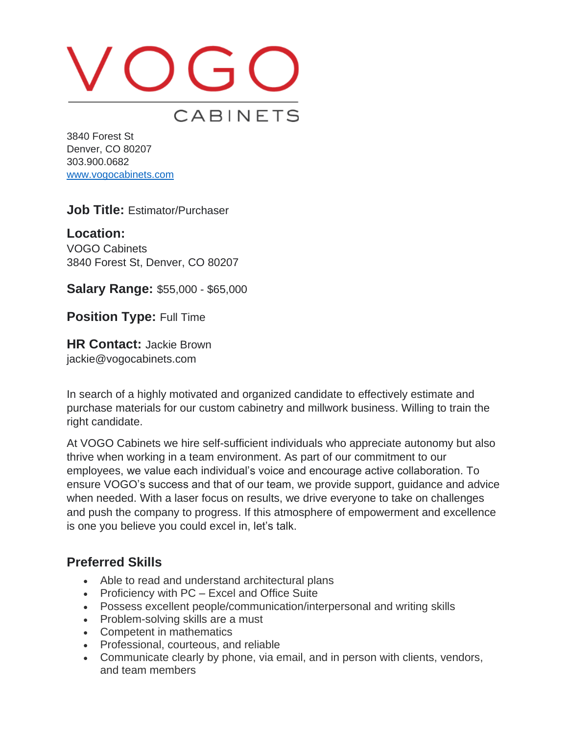# VOGO

CABINETS

3840 Forest St
Denver, CO 80207
303.900.0682
[www.vogocabinets.com](http://www.vogocabinets.com)

**Job Title:** Estimator/Purchaser

**Location:**
VOGO Cabinets
3840 Forest St, Denver, CO 80207

**Salary Range:** $55,000 - $65,000

**Position Type:** Full Time

**HR Contact:** Jackie Brown
jackie@vogocabinets.com

In search of a highly motivated and organized candidate to effectively estimate and purchase materials for our custom cabinetry and millwork business. Willing to train the right candidate.

At VOGO Cabinets we hire self-sufficient individuals who appreciate autonomy but also thrive when working in a team environment. As part of our commitment to our employees, we value each individual's voice and encourage active collaboration. To ensure VOGO's success and that of our team, we provide support, guidance and advice when needed. With a laser focus on results, we drive everyone to take on challenges and push the company to progress. If this atmosphere of empowerment and excellence is one you believe you could excel in, let's talk.

## Preferred Skills

- Able to read and understand architectural plans
- Proficiency with PC – Excel and Office Suite
- Possess excellent people/communication/interpersonal and writing skills
- Problem-solving skills are a must
- Competent in mathematics
- Professional, courteous, and reliable
- Communicate clearly by phone, via email, and in person with clients, vendors, and team members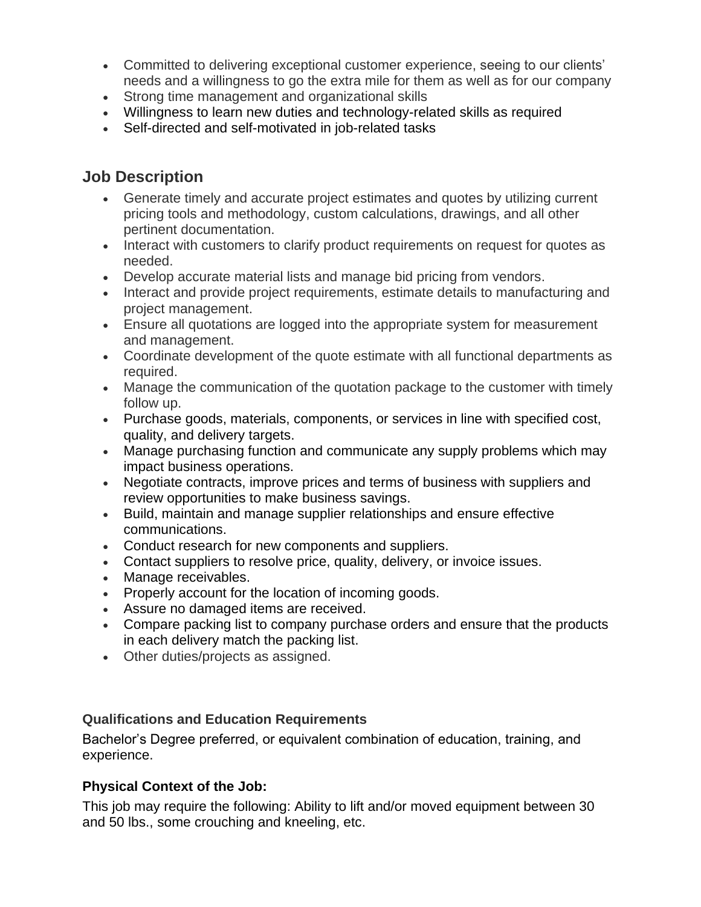- Committed to delivering exceptional customer experience, seeing to our clients' needs and a willingness to go the extra mile for them as well as for our company
- Strong time management and organizational skills
- Willingness to learn new duties and technology-related skills as required
- Self-directed and self-motivated in job-related tasks

## Job Description

- Generate timely and accurate project estimates and quotes by utilizing current pricing tools and methodology, custom calculations, drawings, and all other pertinent documentation.
- Interact with customers to clarify product requirements on request for quotes as needed.
- Develop accurate material lists and manage bid pricing from vendors.
- Interact and provide project requirements, estimate details to manufacturing and project management.
- Ensure all quotations are logged into the appropriate system for measurement and management.
- Coordinate development of the quote estimate with all functional departments as required.
- Manage the communication of the quotation package to the customer with timely follow up.
- Purchase goods, materials, components, or services in line with specified cost, quality, and delivery targets.
- Manage purchasing function and communicate any supply problems which may impact business operations.
- Negotiate contracts, improve prices and terms of business with suppliers and review opportunities to make business savings.
- Build, maintain and manage supplier relationships and ensure effective communications.
- Conduct research for new components and suppliers.
- Contact suppliers to resolve price, quality, delivery, or invoice issues.
- Manage receivables.
- Properly account for the location of incoming goods.
- Assure no damaged items are received.
- Compare packing list to company purchase orders and ensure that the products in each delivery match the packing list.
- Other duties/projects as assigned.

#### Qualifications and Education Requirements

Bachelor's Degree preferred, or equivalent combination of education, training, and experience.

#### Physical Context of the Job:

This job may require the following: Ability to lift and/or moved equipment between 30 and 50 lbs., some crouching and kneeling, etc.